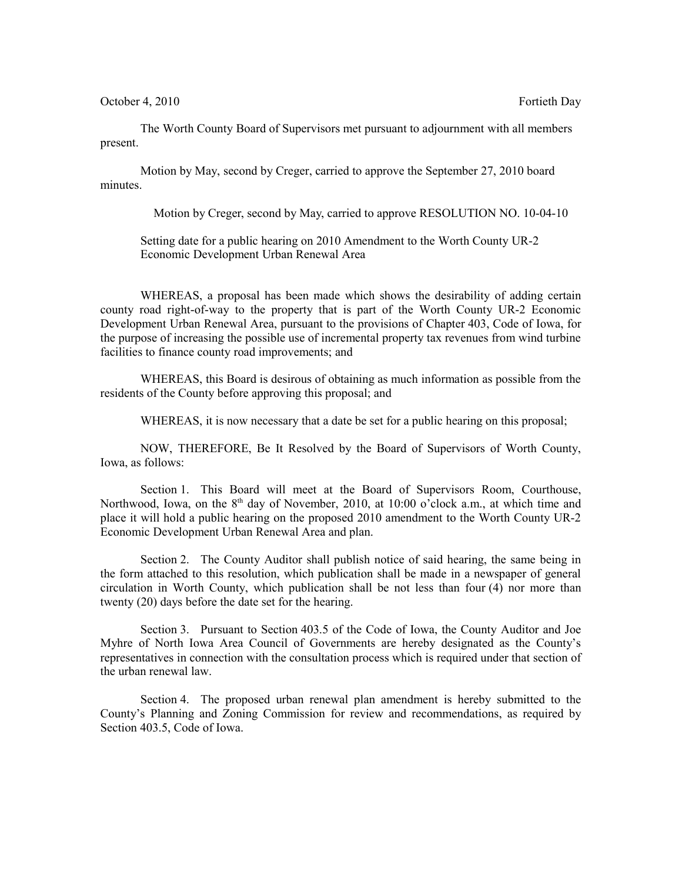October 4, 2010 Fortieth Day

The Worth County Board of Supervisors met pursuant to adjournment with all members present.

Motion by May, second by Creger, carried to approve the September 27, 2010 board minutes.

Motion by Creger, second by May, carried to approve RESOLUTION NO. 10-04-10

Setting date for a public hearing on 2010 Amendment to the Worth County UR-2 Economic Development Urban Renewal Area

WHEREAS, a proposal has been made which shows the desirability of adding certain county road right-of-way to the property that is part of the Worth County UR-2 Economic Development Urban Renewal Area, pursuant to the provisions of Chapter 403, Code of Iowa, for the purpose of increasing the possible use of incremental property tax revenues from wind turbine facilities to finance county road improvements; and

WHEREAS, this Board is desirous of obtaining as much information as possible from the residents of the County before approving this proposal; and

WHEREAS, it is now necessary that a date be set for a public hearing on this proposal;

NOW, THEREFORE, Be It Resolved by the Board of Supervisors of Worth County, Iowa, as follows:

Section 1. This Board will meet at the Board of Supervisors Room, Courthouse, Northwood, Iowa, on the 8th day of November, 2010, at 10:00 o'clock a.m., at which time and place it will hold a public hearing on the proposed 2010 amendment to the Worth County UR-2 Economic Development Urban Renewal Area and plan.

Section 2. The County Auditor shall publish notice of said hearing, the same being in the form attached to this resolution, which publication shall be made in a newspaper of general circulation in Worth County, which publication shall be not less than four (4) nor more than twenty (20) days before the date set for the hearing.

Section 3. Pursuant to Section 403.5 of the Code of Iowa, the County Auditor and Joe Myhre of North Iowa Area Council of Governments are hereby designated as the County's representatives in connection with the consultation process which is required under that section of the urban renewal law.

Section 4. The proposed urban renewal plan amendment is hereby submitted to the County's Planning and Zoning Commission for review and recommendations, as required by Section 403.5, Code of Iowa.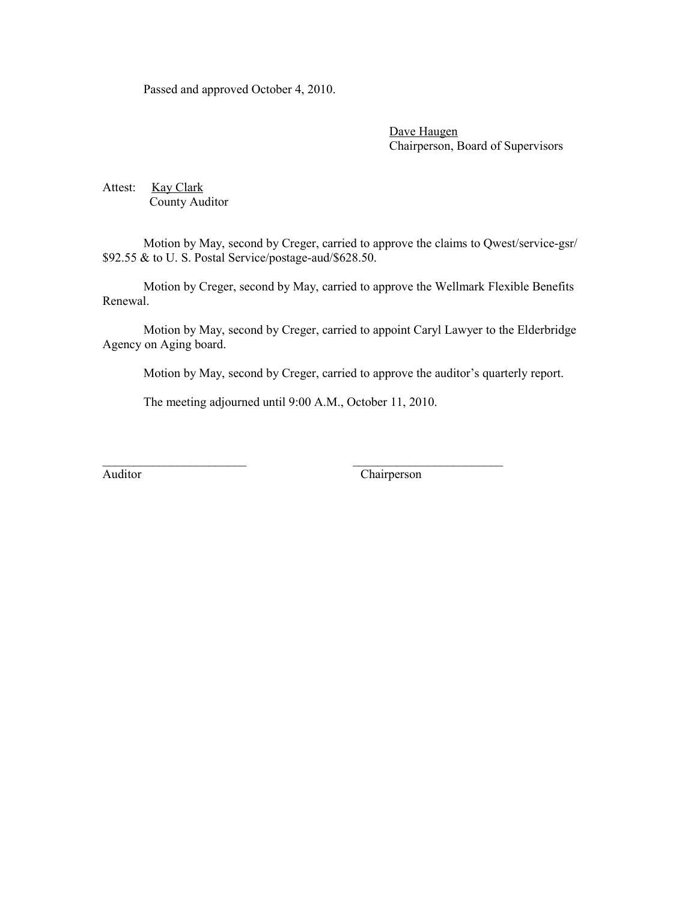Passed and approved October 4, 2010.

Dave Haugen
Chairperson, Board of Supervisors

Attest: Kay Clark
County Auditor

Motion by May, second by Creger, carried to approve the claims to Qwest/service-gsr/ $92.55 & to U. S. Postal Service/postage-aud/$628.50.

Motion by Creger, second by May, carried to approve the Wellmark Flexible Benefits Renewal.

Motion by May, second by Creger, carried to appoint Caryl Lawyer to the Elderbridge Agency on Aging board.

Motion by May, second by Creger, carried to approve the auditor's quarterly report.

The meeting adjourned until 9:00 A.M., October 11, 2010.

________________________ ________________________
Auditor Chairperson